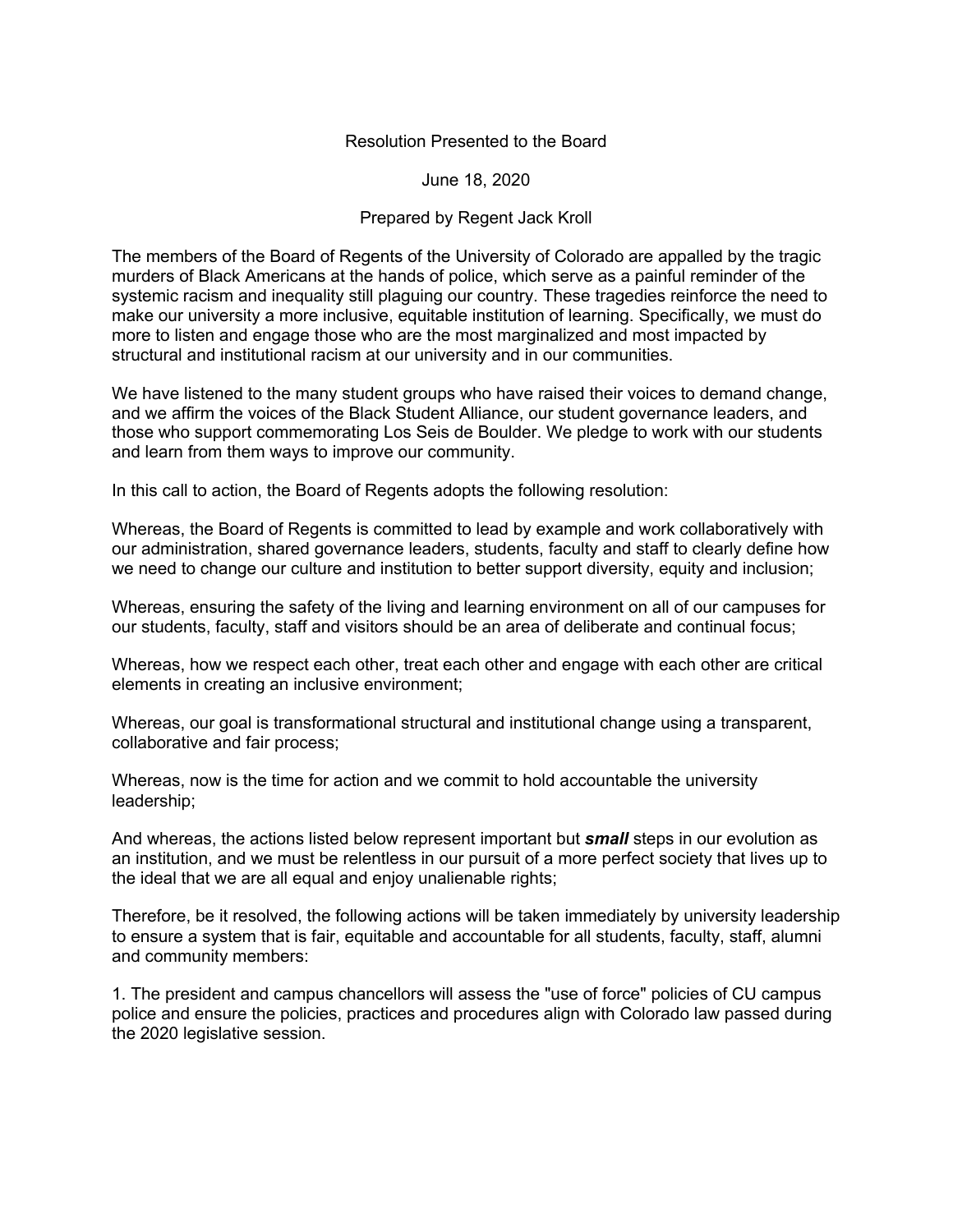Resolution Presented to the Board

June 18, 2020

Prepared by Regent Jack Kroll

The members of the Board of Regents of the University of Colorado are appalled by the tragic murders of Black Americans at the hands of police, which serve as a painful reminder of the systemic racism and inequality still plaguing our country. These tragedies reinforce the need to make our university a more inclusive, equitable institution of learning. Specifically, we must do more to listen and engage those who are the most marginalized and most impacted by structural and institutional racism at our university and in our communities.

We have listened to the many student groups who have raised their voices to demand change, and we affirm the voices of the Black Student Alliance, our student governance leaders, and those who support commemorating Los Seis de Boulder. We pledge to work with our students and learn from them ways to improve our community.

In this call to action, the Board of Regents adopts the following resolution:

Whereas, the Board of Regents is committed to lead by example and work collaboratively with our administration, shared governance leaders, students, faculty and staff to clearly define how we need to change our culture and institution to better support diversity, equity and inclusion;

Whereas, ensuring the safety of the living and learning environment on all of our campuses for our students, faculty, staff and visitors should be an area of deliberate and continual focus;

Whereas, how we respect each other, treat each other and engage with each other are critical elements in creating an inclusive environment;

Whereas, our goal is transformational structural and institutional change using a transparent, collaborative and fair process;

Whereas, now is the time for action and we commit to hold accountable the university leadership;

And whereas, the actions listed below represent important but ***small*** steps in our evolution as an institution, and we must be relentless in our pursuit of a more perfect society that lives up to the ideal that we are all equal and enjoy unalienable rights;

Therefore, be it resolved, the following actions will be taken immediately by university leadership to ensure a system that is fair, equitable and accountable for all students, faculty, staff, alumni and community members:

1. The president and campus chancellors will assess the "use of force" policies of CU campus police and ensure the policies, practices and procedures align with Colorado law passed during the 2020 legislative session.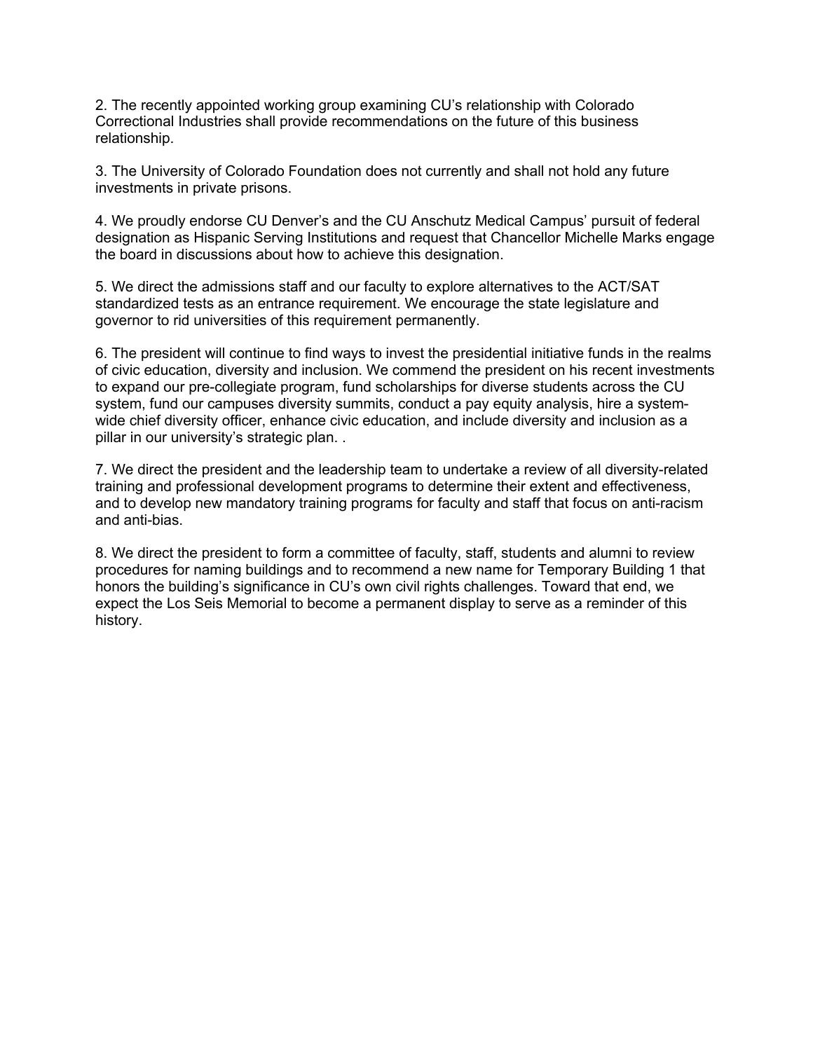2. The recently appointed working group examining CU's relationship with Colorado Correctional Industries shall provide recommendations on the future of this business relationship.

3. The University of Colorado Foundation does not currently and shall not hold any future investments in private prisons.

4. We proudly endorse CU Denver's and the CU Anschutz Medical Campus' pursuit of federal designation as Hispanic Serving Institutions and request that Chancellor Michelle Marks engage the board in discussions about how to achieve this designation.

5. We direct the admissions staff and our faculty to explore alternatives to the ACT/SAT standardized tests as an entrance requirement. We encourage the state legislature and governor to rid universities of this requirement permanently.

6. The president will continue to find ways to invest the presidential initiative funds in the realms of civic education, diversity and inclusion. We commend the president on his recent investments to expand our pre-collegiate program, fund scholarships for diverse students across the CU system, fund our campuses diversity summits, conduct a pay equity analysis, hire a system-wide chief diversity officer, enhance civic education, and include diversity and inclusion as a pillar in our university's strategic plan. .

7. We direct the president and the leadership team to undertake a review of all diversity-related training and professional development programs to determine their extent and effectiveness, and to develop new mandatory training programs for faculty and staff that focus on anti-racism and anti-bias.

8. We direct the president to form a committee of faculty, staff, students and alumni to review procedures for naming buildings and to recommend a new name for Temporary Building 1 that honors the building's significance in CU's own civil rights challenges. Toward that end, we expect the Los Seis Memorial to become a permanent display to serve as a reminder of this history.